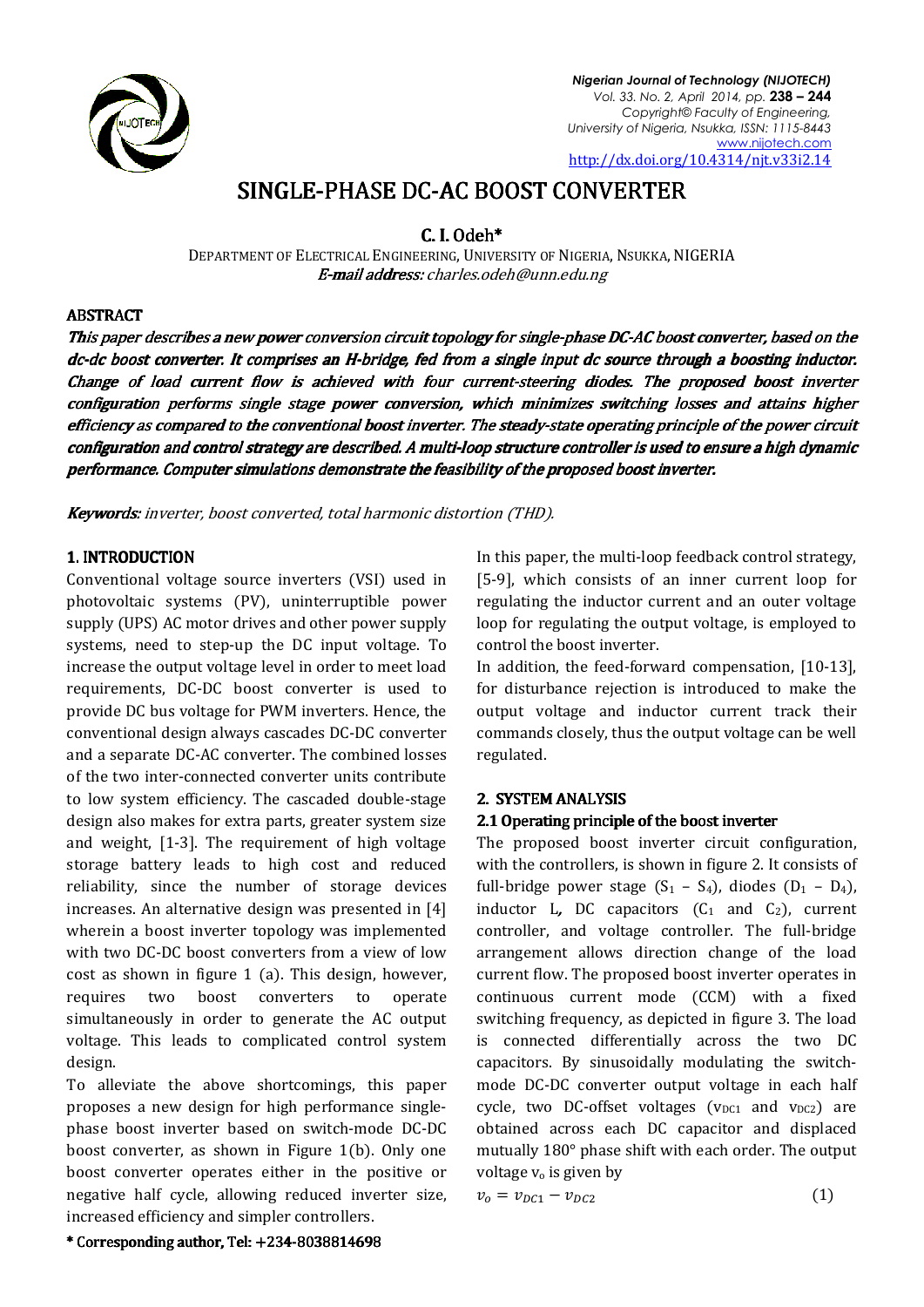# SINGLE-PHASE DC-AC BOOST CONVERTER

**C. I. Odeh***

DEPARTMENT OF ELECTRICAL ENGINEERING, UNIVERSITY OF NIGERIA, NSUKKA, NIGERIA
***E-mail address:*** *charles.odeh@unn.edu.ng*

## ABSTRACT

***This paper describes a new power conversion circuit topology for single-phase DC-AC boost converter, based on the dc-dc boost converter. It comprises an H-bridge, fed from a single input dc source through a boosting inductor. Change of load current flow is achieved with four current-steering diodes. The proposed boost inverter configuration performs single stage power conversion, which minimizes switching losses and attains higher efficiency as compared to the conventional boost inverter. The steady-state operating principle of the power circuit configuration and control strategy are described. A multi-loop structure controller is used to ensure a high dynamic performance. Computer simulations demonstrate the feasibility of the proposed boost inverter.***

***Keywords:*** *inverter, boost converted, total harmonic distortion (THD).*

## 1. INTRODUCTION

Conventional voltage source inverters (VSI) used in photovoltaic systems (PV), uninterruptible power supply (UPS) AC motor drives and other power supply systems, need to step-up the DC input voltage. To increase the output voltage level in order to meet load requirements, DC-DC boost converter is used to provide DC bus voltage for PWM inverters. Hence, the conventional design always cascades DC-DC converter and a separate DC-AC converter. The combined losses of the two inter-connected converter units contribute to low system efficiency. The cascaded double-stage design also makes for extra parts, greater system size and weight, [1-3]. The requirement of high voltage storage battery leads to high cost and reduced reliability, since the number of storage devices increases. An alternative design was presented in [4] wherein a boost inverter topology was implemented with two DC-DC boost converters from a view of low cost as shown in figure 1 (a). This design, however, requires two boost converters to operate simultaneously in order to generate the AC output voltage. This leads to complicated control system design.

To alleviate the above shortcomings, this paper proposes a new design for high performance single-phase boost inverter based on switch-mode DC-DC boost converter, as shown in Figure 1(b). Only one boost converter operates either in the positive or negative half cycle, allowing reduced inverter size, increased efficiency and simpler controllers.

In this paper, the multi-loop feedback control strategy, [5-9], which consists of an inner current loop for regulating the inductor current and an outer voltage loop for regulating the output voltage, is employed to control the boost inverter.

In addition, the feed-forward compensation, [10-13], for disturbance rejection is introduced to make the output voltage and inductor current track their commands closely, thus the output voltage can be well regulated.

## 2. SYSTEM ANALYSIS

### 2.1 Operating principle of the boost inverter

The proposed boost inverter circuit configuration, with the controllers, is shown in figure 2. It consists of full-bridge power stage ($S_1$ – $S_4$), diodes ($D_1$ – $D_4$), inductor L, DC capacitors ($C_1$ and $C_2$), current controller, and voltage controller. The full-bridge arrangement allows direction change of the load current flow. The proposed boost inverter operates in continuous current mode (CCM) with a fixed switching frequency, as depicted in figure 3. The load is connected differentially across the two DC capacitors. By sinusoidally modulating the switch-mode DC-DC converter output voltage in each half cycle, two DC-offset voltages ($v_{DC1}$ and $v_{DC2}$) are obtained across each DC capacitor and displaced mutually 180° phase shift with each order. The output voltage $v_o$ is given by

$$v_o = v_{DC1} - v_{DC2} \tag{1}$$

\* Corresponding author, Tel: +234-8038814698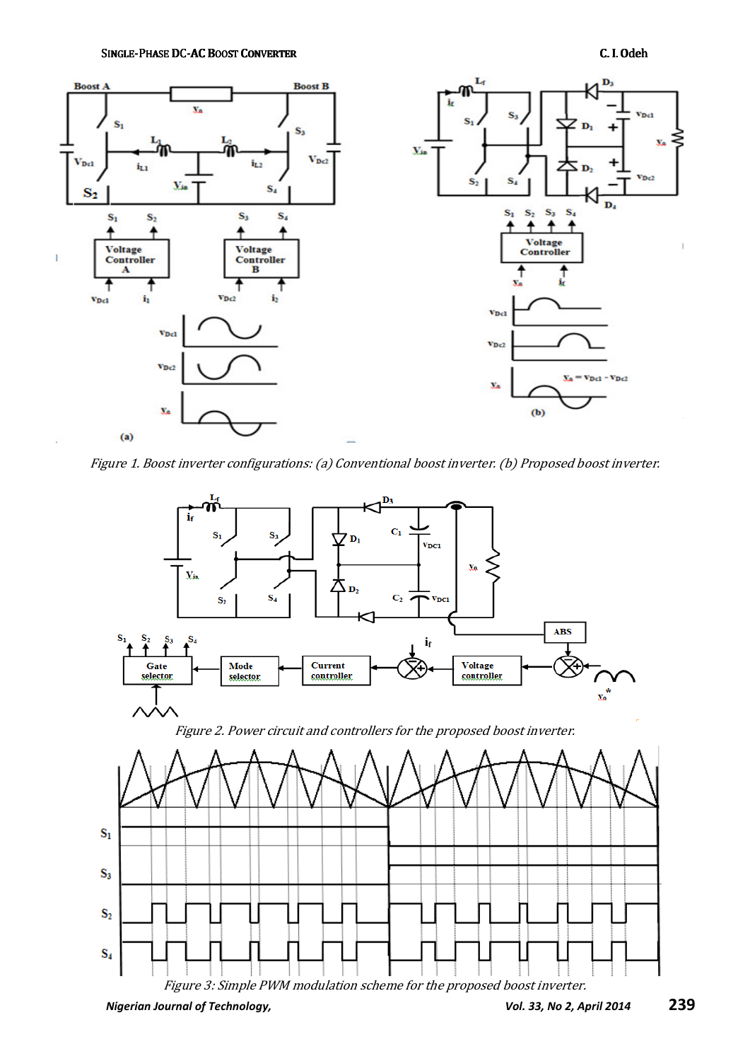Figure 1. Boost inverter configurations: (a) Conventional boost inverter. (b) Proposed boost inverter.

Figure 2. Power circuit and controllers for the proposed boost inverter.

Figure 3: Simple PWM modulation scheme for the proposed boost inverter.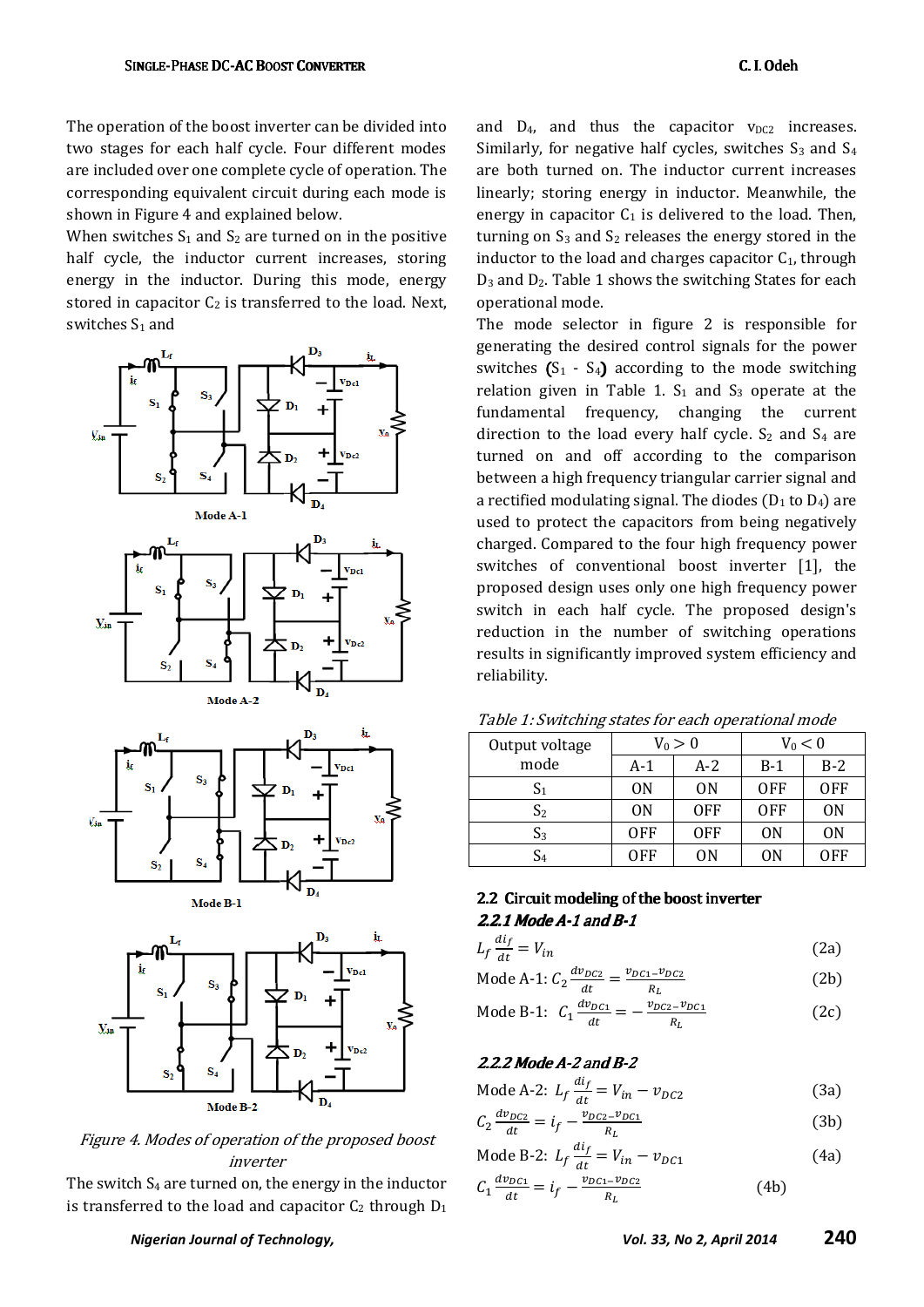The operation of the boost inverter can be divided into two stages for each half cycle. Four different modes are included over one complete cycle of operation. The corresponding equivalent circuit during each mode is shown in Figure 4 and explained below.

When switches $S_1$ and $S_2$ are turned on in the positive half cycle, the inductor current increases, storing energy in the inductor. During this mode, energy stored in capacitor $C_2$ is transferred to the load. Next, switches $S_1$ and

Figure 4. Modes of operation of the proposed boost inverter

The switch $S_4$ are turned on, the energy in the inductor is transferred to the load and capacitor $C_2$ through $D_1$ and $D_4$, and thus the capacitor $v_{DC2}$ increases. Similarly, for negative half cycles, switches $S_3$ and $S_4$ are both turned on. The inductor current increases linearly; storing energy in inductor. Meanwhile, the energy in capacitor $C_1$ is delivered to the load. Then, turning on $S_3$ and $S_2$ releases the energy stored in the inductor to the load and charges capacitor $C_1$, through $D_3$ and $D_2$. Table 1 shows the switching States for each operational mode.

The mode selector in figure 2 is responsible for generating the desired control signals for the power switches ($S_1$ - $S_4$) according to the mode switching relation given in Table 1. $S_1$ and $S_3$ operate at the fundamental frequency, changing the current direction to the load every half cycle. $S_2$ and $S_4$ are turned on and off according to the comparison between a high frequency triangular carrier signal and a rectified modulating signal. The diodes ($D_1$ to $D_4$) are used to protect the capacitors from being negatively charged. Compared to the four high frequency power switches of conventional boost inverter [1], the proposed design uses only one high frequency power switch in each half cycle. The proposed design's reduction in the number of switching operations results in significantly improved system efficiency and reliability.

*Table 1: Switching states for each operational mode*

| Output voltage mode | $V_0 > 0$ | | $V_0 < 0$ | |
|---|---|---|---|---|
| | A-1 | A-2 | B-1 | B-2 |
| $S_1$ | ON | ON | OFF | OFF |
| $S_2$ | ON | OFF | OFF | ON |
| $S_3$ | OFF | OFF | ON | ON |
| $S_4$ | OFF | ON | ON | OFF |

## 2.2 Circuit modeling of the boost inverter

### 2.2.1 Mode A-1 and B-1

$$L_f \frac{di_f}{dt} = V_{in} \quad (2a)$$

$$\text{Mode A-1: } C_2 \frac{dv_{DC2}}{dt} = \frac{v_{DC1} - v_{DC2}}{R_L} \quad (2b)$$

$$\text{Mode B-1: } C_1 \frac{dv_{DC1}}{dt} = -\frac{v_{DC2} - v_{DC1}}{R_L} \quad (2c)$$

### 2.2.2 Mode A-2 and B-2

$$\text{Mode A-2: } L_f \frac{di_f}{dt} = V_{in} - v_{DC2} \quad (3a)$$

$$C_2 \frac{dv_{DC2}}{dt} = i_f - \frac{v_{DC2} - v_{DC1}}{R_L} \quad (3b)$$

$$\text{Mode B-2: } L_f \frac{di_f}{dt} = V_{in} - v_{DC1} \quad (4a)$$

$$C_1 \frac{dv_{DC1}}{dt} = i_f - \frac{v_{DC1} - v_{DC2}}{R_L} \quad (4b)$$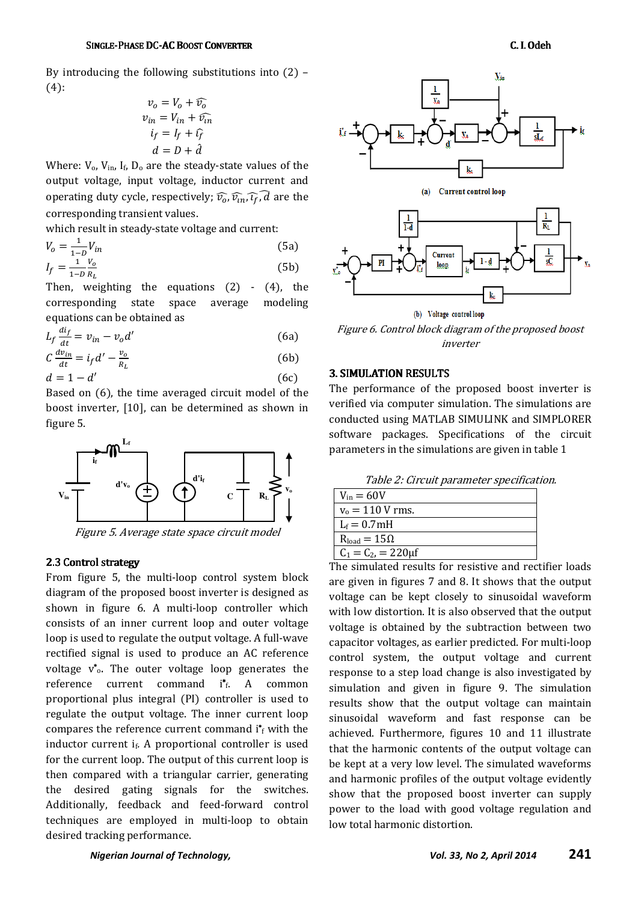By introducing the following substitutions into (2) – (4):

$$v_o = V_o + \widehat{v_o}$$
$$v_{in} = V_{in} + \widehat{v_{in}}$$
$$i_f = I_f + \widehat{i_f}$$
$$d = D + \hat{d}$$

Where: $V_o$, $V_{in}$, $I_f$, $D_o$ are the steady-state values of the output voltage, input voltage, inductor current and operating duty cycle, respectively; $\widehat{v_o}, \widehat{v_{in}}, \widehat{i_f}, \hat{d}$ are the corresponding transient values.

which result in steady-state voltage and current:

$$V_o = \frac{1}{1-D} V_{in} \quad (5a)$$

$$I_f = \frac{1}{1-D} \frac{V_o}{R_L} \quad (5b)$$

Then, weighting the equations (2) - (4), the corresponding state space average modeling equations can be obtained as

$$L_f \frac{di_f}{dt} = v_{in} - v_o d' \quad (6a)$$

$$C \frac{dv_{in}}{dt} = i_f d' - \frac{v_o}{R_L} \quad (6b)$$

$$d = 1 - d' \quad (6c)$$

Based on (6), the time averaged circuit model of the boost inverter, [10], can be determined as shown in figure 5.

*Figure 5. Average state space circuit model*

### 2.3 Control strategy

From figure 5, the multi-loop control system block diagram of the proposed boost inverter is designed as shown in figure 6. A multi-loop controller which consists of an inner current loop and outer voltage loop is used to regulate the output voltage. A full-wave rectified signal is used to produce an AC reference voltage $v^*_o$. The outer voltage loop generates the reference current command $i^*_f$. A common proportional plus integral (PI) controller is used to regulate the output voltage. The inner current loop compares the reference current command $i^*_f$ with the inductor current $i_f$. A proportional controller is used for the current loop. The output of this current loop is then compared with a triangular carrier, generating the desired gating signals for the switches. Additionally, feedback and feed-forward control techniques are employed in multi-loop to obtain desired tracking performance.

(a) Current control loop

(b) Voltage control loop

*Figure 6. Control block diagram of the proposed boost inverter*

## 3. SIMULATION RESULTS

The performance of the proposed boost inverter is verified via computer simulation. The simulations are conducted using MATLAB SIMULINK and SIMPLORER software packages. Specifications of the circuit parameters in the simulations are given in table 1

*Table 2: Circuit parameter specification.*

| |
|---|
| $V_{in}$ = 60V |
| $v_o$ = 110 V rms. |
| $L_f$ = 0.7mH |
| $R_{load}$ = 15Ω |
| $C_1 = C_2$, = 220μf |

The simulated results for resistive and rectifier loads are given in figures 7 and 8. It shows that the output voltage can be kept closely to sinusoidal waveform with low distortion. It is also observed that the output voltage is obtained by the subtraction between two capacitor voltages, as earlier predicted. For multi-loop control system, the output voltage and current response to a step load change is also investigated by simulation and given in figure 9. The simulation results show that the output voltage can maintain sinusoidal waveform and fast response can be achieved. Furthermore, figures 10 and 11 illustrate that the harmonic contents of the output voltage can be kept at a very low level. The simulated waveforms and harmonic profiles of the output voltage evidently show that the proposed boost inverter can supply power to the load with good voltage regulation and low total harmonic distortion.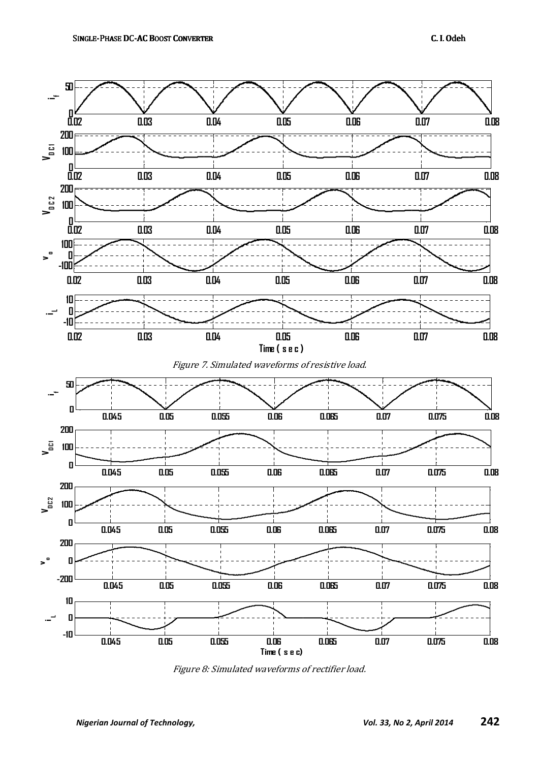Figure 7. Simulated waveforms of resistive load.

Figure 8: Simulated waveforms of rectifier load.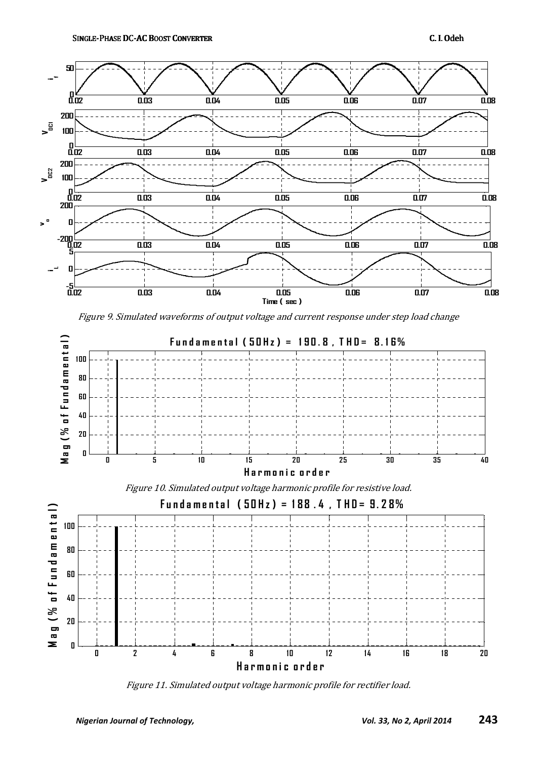Figure 9. Simulated waveforms of output voltage and current response under step load change

Figure 10. Simulated output voltage harmonic profile for resistive load.

Figure 11. Simulated output voltage harmonic profile for rectifier load.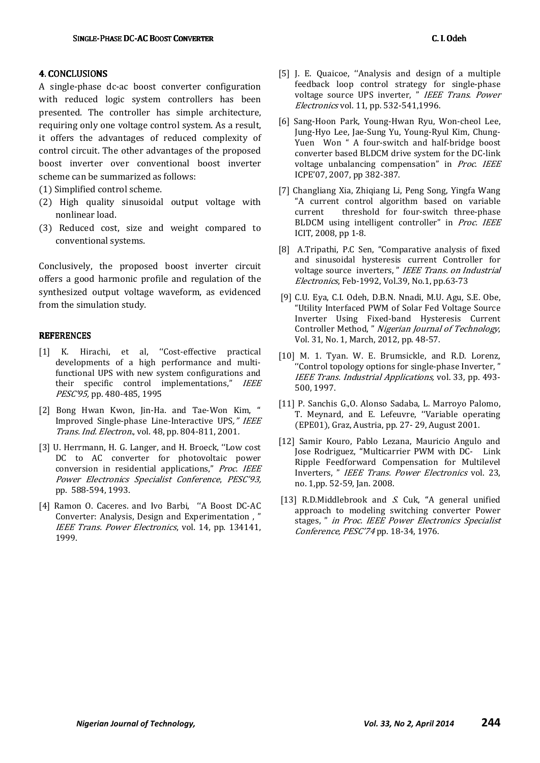## 4. CONCLUSIONS

A single-phase dc-ac boost converter configuration with reduced logic system controllers has been presented. The controller has simple architecture, requiring only one voltage control system. As a result, it offers the advantages of reduced complexity of control circuit. The other advantages of the proposed boost inverter over conventional boost inverter scheme can be summarized as follows:

(1) Simplified control scheme.
(2) High quality sinusoidal output voltage with nonlinear load.
(3) Reduced cost, size and weight compared to conventional systems.

Conclusively, the proposed boost inverter circuit offers a good harmonic profile and regulation of the synthesized output voltage waveform, as evidenced from the simulation study.

## REFERENCES

[1] K. Hirachi, et al, ''Cost-effective practical developments of a high performance and multi-functional UPS with new system configurations and their specific control implementations," *IEEE PESC'95*, pp. 480-485, 1995

[2] Bong Hwan Kwon, Jin-Ha. and Tae-Won Kim, " Improved Single-phase Line-Interactive UPS," *IEEE Trans. Ind. Electron.*, vol. 48, pp. 804-811, 2001.

[3] U. Herrmann, H. G. Langer, and H. Broeck, ''Low cost DC to AC converter for photovoltaic power conversion in residential applications," *Proc. IEEE Power Electronics Specialist Conference*, *PESC'93*, pp. 588-594, 1993.

[4] Ramon O. Caceres. and Ivo Barbi, ''A Boost DC-AC Converter: Analysis, Design and Experimentation , " *IEEE Trans. Power Electronics*, vol. 14, pp. 134141, 1999.

[5] J. E. Quaicoe, ''Analysis and design of a multiple feedback loop control strategy for single-phase voltage source UPS inverter, " *IEEE Trans. Power Electronics* vol. 11, pp. 532-541,1996.

[6] Sang-Hoon Park, Young-Hwan Ryu, Won-cheol Lee, Jung-Hyo Lee, Jae-Sung Yu, Young-Ryul Kim, Chung-Yuen Won " A four-switch and half-bridge boost converter based BLDCM drive system for the DC-link voltage unbalancing compensation" in *Proc. IEEE* ICPE'07, 2007, pp 382-387.

[7] Changliang Xia, Zhiqiang Li, Peng Song, Yingfa Wang "A current control algorithm based on variable current threshold for four-switch three-phase BLDCM using intelligent controller" in *Proc. IEEE* ICIT, 2008, pp 1-8.

[8] A.Tripathi, P.C Sen, "Comparative analysis of fixed and sinusoidal hysteresis current Controller for voltage source inverters, " *IEEE Trans. on Industrial Electronics*, Feb-1992, Vol.39, No.1, pp.63-73

[9] C.U. Eya, C.I. Odeh, D.B.N. Nnadi, M.U. Agu, S.E. Obe, "Utility Interfaced PWM of Solar Fed Voltage Source Inverter Using Fixed-band Hysteresis Current Controller Method, " *Nigerian Journal of Technology*, Vol. 31, No. 1, March, 2012, pp. 48-57.

[10] M. 1. Tyan. W. E. Brumsickle, and R.D. Lorenz, ''Control topology options for single-phase Inverter, " *IEEE Trans. Industrial Applications,* vol. 33, pp. 493-500, 1997.

[11] P. Sanchis G.,O. Alonso Sadaba, L. Marroyo Palomo, T. Meynard, and E. Lefeuvre, ''Variable operating (EPE01), Graz, Austria, pp. 27- 29, August 2001.

[12] Samir Kouro, Pablo Lezana, Mauricio Angulo and Jose Rodriguez, "Multicarrier PWM with DC- Link Ripple Feedforward Compensation for Multilevel Inverters, " *IEEE Trans. Power Electronics* vol. 23, no. 1,pp. 52-59, Jan. 2008.

[13] R.D.Middlebrook and *S.* Cuk, "A general unified approach to modeling switching converter Power stages, " *in Proc. IEEE Power Electronics Specialist Conference, PESC'74* pp. 18-34, 1976.